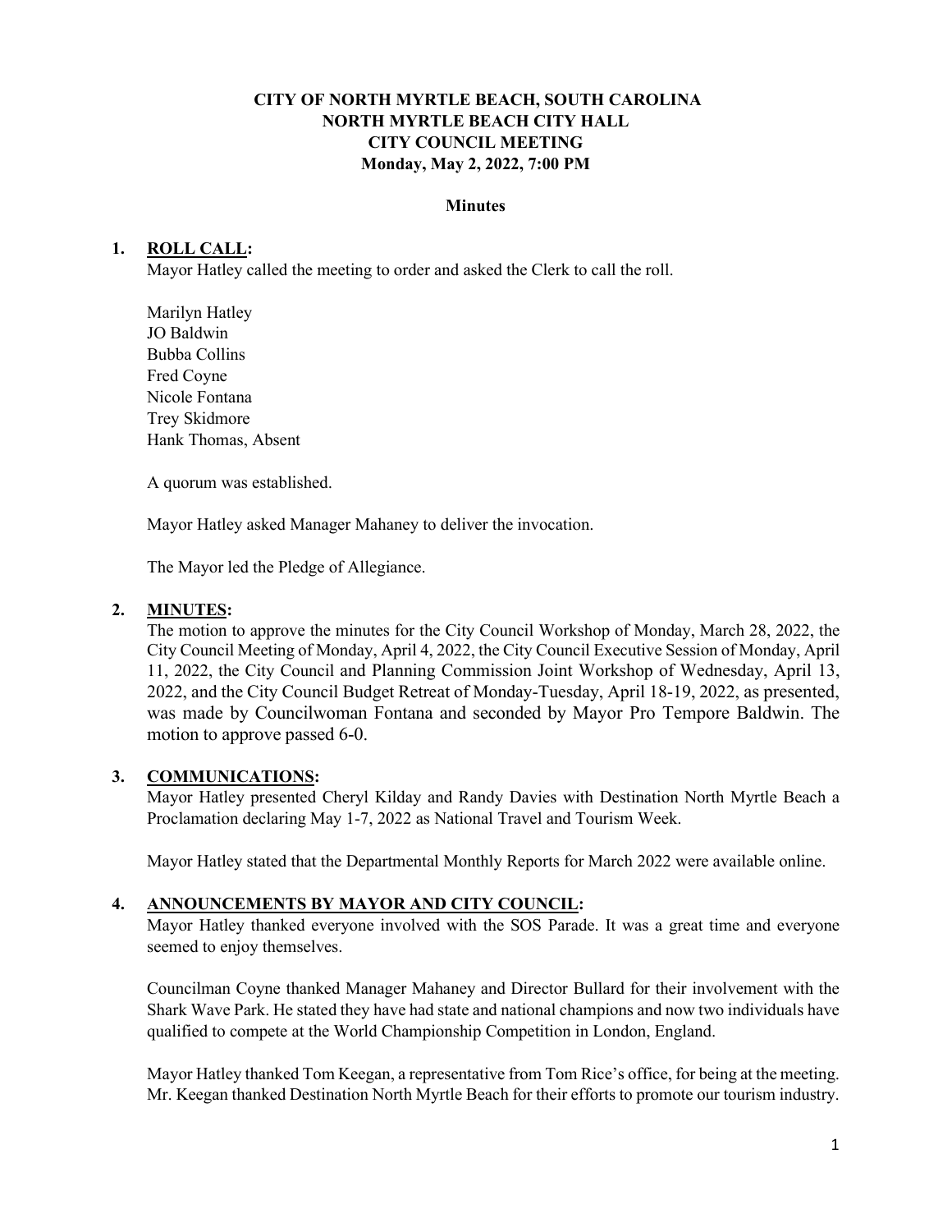# CITY OF NORTH MYRTLE BEACH, SOUTH CAROLINA
# NORTH MYRTLE BEACH CITY HALL
# CITY COUNCIL MEETING
# Monday, May 2, 2022, 7:00 PM

## Minutes

**1. ROLL CALL:**

Mayor Hatley called the meeting to order and asked the Clerk to call the roll.

Marilyn Hatley
JO Baldwin
Bubba Collins
Fred Coyne
Nicole Fontana
Trey Skidmore
Hank Thomas, Absent

A quorum was established.

Mayor Hatley asked Manager Mahaney to deliver the invocation.

The Mayor led the Pledge of Allegiance.

**2. MINUTES:**

The motion to approve the minutes for the City Council Workshop of Monday, March 28, 2022, the City Council Meeting of Monday, April 4, 2022, the City Council Executive Session of Monday, April 11, 2022, the City Council and Planning Commission Joint Workshop of Wednesday, April 13, 2022, and the City Council Budget Retreat of Monday-Tuesday, April 18-19, 2022, as presented, was made by Councilwoman Fontana and seconded by Mayor Pro Tempore Baldwin. The motion to approve passed 6-0.

**3. COMMUNICATIONS:**

Mayor Hatley presented Cheryl Kilday and Randy Davies with Destination North Myrtle Beach a Proclamation declaring May 1-7, 2022 as National Travel and Tourism Week.

Mayor Hatley stated that the Departmental Monthly Reports for March 2022 were available online.

**4. ANNOUNCEMENTS BY MAYOR AND CITY COUNCIL:**

Mayor Hatley thanked everyone involved with the SOS Parade. It was a great time and everyone seemed to enjoy themselves.

Councilman Coyne thanked Manager Mahaney and Director Bullard for their involvement with the Shark Wave Park. He stated they have had state and national champions and now two individuals have qualified to compete at the World Championship Competition in London, England.

Mayor Hatley thanked Tom Keegan, a representative from Tom Rice's office, for being at the meeting. Mr. Keegan thanked Destination North Myrtle Beach for their efforts to promote our tourism industry.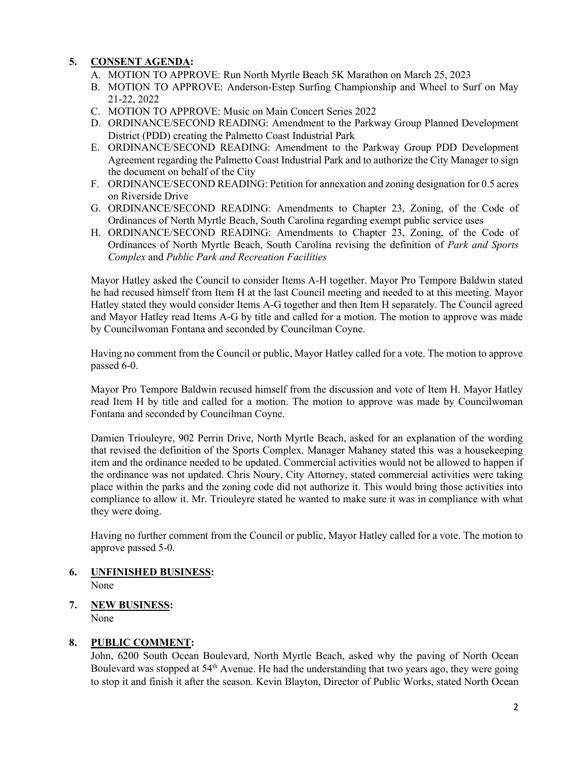5. **CONSENT AGENDA:**
   A. MOTION TO APPROVE: Run North Myrtle Beach 5K Marathon on March 25, 2023
   B. MOTION TO APPROVE: Anderson-Estep Surfing Championship and Wheel to Surf on May 21-22, 2022
   C. MOTION TO APPROVE: Music on Main Concert Series 2022
   D. ORDINANCE/SECOND READING: Amendment to the Parkway Group Planned Development District (PDD) creating the Palmetto Coast Industrial Park
   E. ORDINANCE/SECOND READING: Amendment to the Parkway Group PDD Development Agreement regarding the Palmetto Coast Industrial Park and to authorize the City Manager to sign the document on behalf of the City
   F. ORDINANCE/SECOND READING: Petition for annexation and zoning designation for 0.5 acres on Riverside Drive
   G. ORDINANCE/SECOND READING: Amendments to Chapter 23, Zoning, of the Code of Ordinances of North Myrtle Beach, South Carolina regarding exempt public service uses
   H. ORDINANCE/SECOND READING: Amendments to Chapter 23, Zoning, of the Code of Ordinances of North Myrtle Beach, South Carolina revising the definition of *Park and Sports Complex* and *Public Park and Recreation Facilities*

   Mayor Hatley asked the Council to consider Items A-H together. Mayor Pro Tempore Baldwin stated he had recused himself from Item H at the last Council meeting and needed to at this meeting. Mayor Hatley stated they would consider Items A-G together and then Item H separately. The Council agreed and Mayor Hatley read Items A-G by title and called for a motion. The motion to approve was made by Councilwoman Fontana and seconded by Councilman Coyne.

   Having no comment from the Council or public, Mayor Hatley called for a vote. The motion to approve passed 6-0.

   Mayor Pro Tempore Baldwin recused himself from the discussion and vote of Item H. Mayor Hatley read Item H by title and called for a motion. The motion to approve was made by Councilwoman Fontana and seconded by Councilman Coyne.

   Damien Triouleyre, 902 Perrin Drive, North Myrtle Beach, asked for an explanation of the wording that revised the definition of the Sports Complex. Manager Mahaney stated this was a housekeeping item and the ordinance needed to be updated. Commercial activities would not be allowed to happen if the ordinance was not updated. Chris Noury, City Attorney, stated commercial activities were taking place within the parks and the zoning code did not authorize it. This would bring those activities into compliance to allow it. Mr. Triouleyre stated he wanted to make sure it was in compliance with what they were doing.

   Having no further comment from the Council or public, Mayor Hatley called for a vote. The motion to approve passed 5-0.

6. **UNFINISHED BUSINESS:**
   None

7. **NEW BUSINESS:**
   None

8. **PUBLIC COMMENT:**
   John, 6200 South Ocean Boulevard, North Myrtle Beach, asked why the paving of North Ocean Boulevard was stopped at 54th Avenue. He had the understanding that two years ago, they were going to stop it and finish it after the season. Kevin Blayton, Director of Public Works, stated North Ocean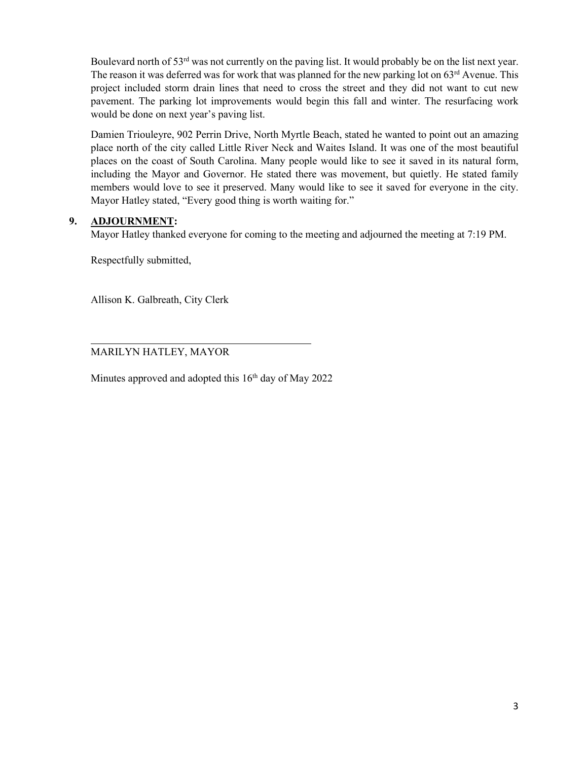Boulevard north of 53rd was not currently on the paving list. It would probably be on the list next year. The reason it was deferred was for work that was planned for the new parking lot on 63rd Avenue. This project included storm drain lines that need to cross the street and they did not want to cut new pavement. The parking lot improvements would begin this fall and winter. The resurfacing work would be done on next year's paving list.

Damien Triouleyre, 902 Perrin Drive, North Myrtle Beach, stated he wanted to point out an amazing place north of the city called Little River Neck and Waites Island. It was one of the most beautiful places on the coast of South Carolina. Many people would like to see it saved in its natural form, including the Mayor and Governor. He stated there was movement, but quietly. He stated family members would love to see it preserved. Many would like to see it saved for everyone in the city. Mayor Hatley stated, "Every good thing is worth waiting for."

**9. ADJOURNMENT:**

Mayor Hatley thanked everyone for coming to the meeting and adjourned the meeting at 7:19 PM.

Respectfully submitted,

Allison K. Galbreath, City Clerk

______________________________________

MARILYN HATLEY, MAYOR

Minutes approved and adopted this 16th day of May 2022